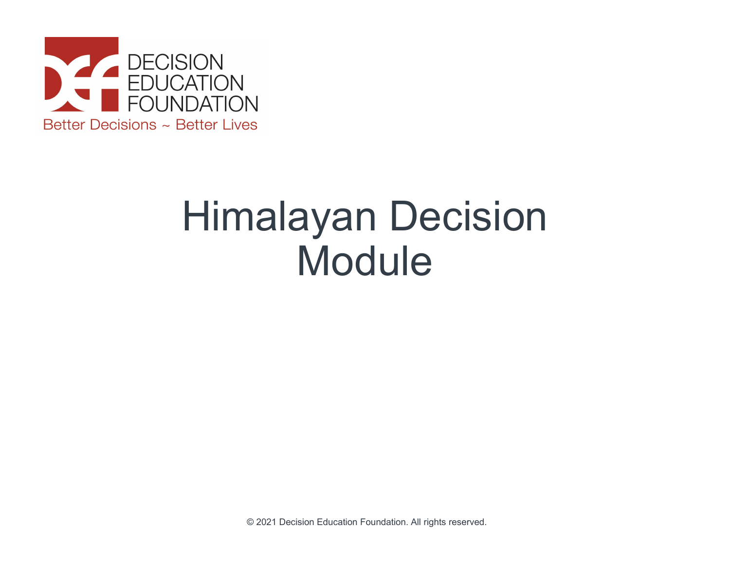DECISION EDUCATION FOUNDATION

Better Decisions ~ Better Lives

# Himalayan Decision Module

© 2021 Decision Education Foundation. All rights reserved.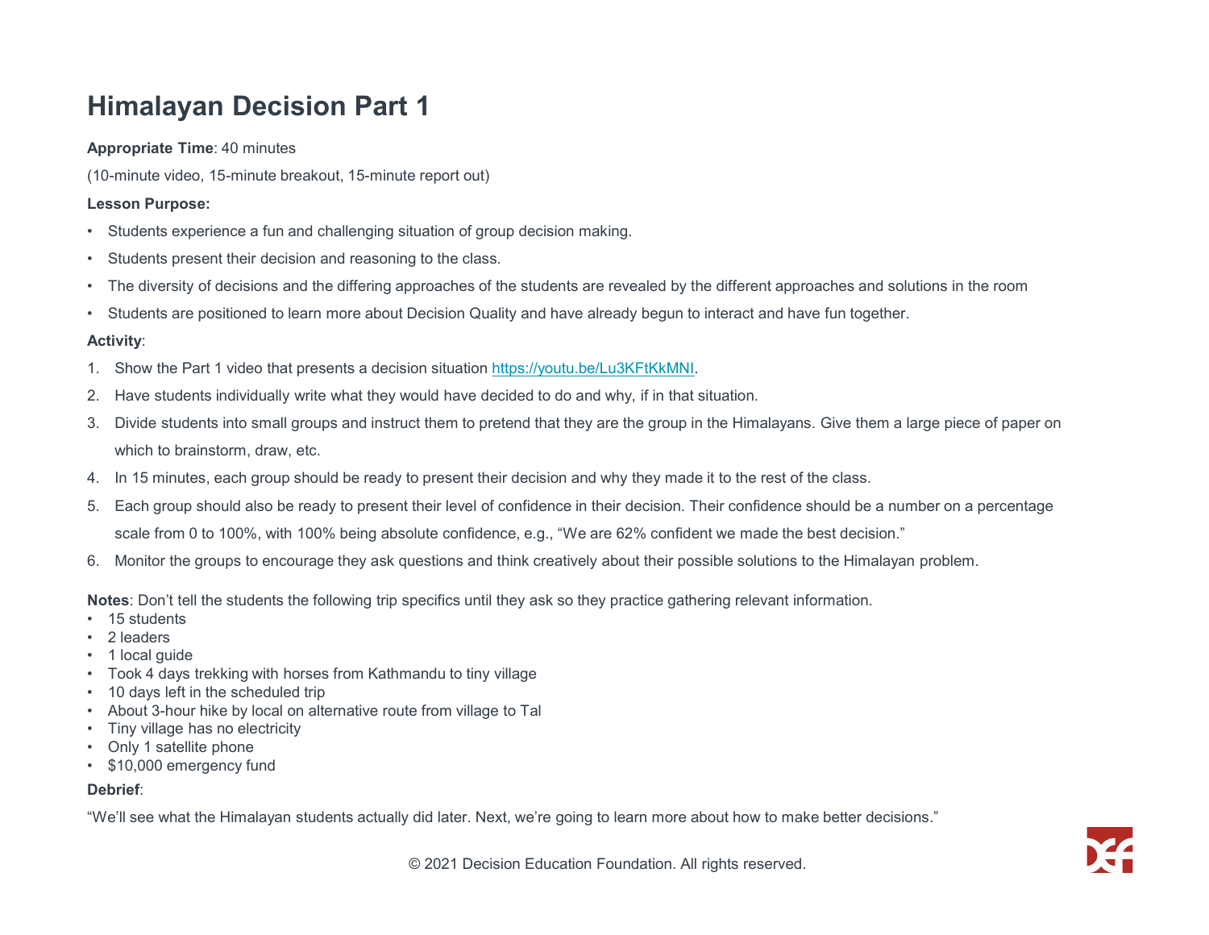# Himalayan Decision Part 1

**Appropriate Time**: 40 minutes

(10-minute video, 15-minute breakout, 15-minute report out)

**Lesson Purpose:**

- Students experience a fun and challenging situation of group decision making.
- Students present their decision and reasoning to the class.
- The diversity of decisions and the differing approaches of the students are revealed by the different approaches and solutions in the room
- Students are positioned to learn more about Decision Quality and have already begun to interact and have fun together.

**Activity**:

1. Show the Part 1 video that presents a decision situation [https://youtu.be/Lu3KFtKkMNI](https://youtu.be/Lu3KFtKkMNI).
2. Have students individually write what they would have decided to do and why, if in that situation.
3. Divide students into small groups and instruct them to pretend that they are the group in the Himalayans. Give them a large piece of paper on which to brainstorm, draw, etc.
4. In 15 minutes, each group should be ready to present their decision and why they made it to the rest of the class.
5. Each group should also be ready to present their level of confidence in their decision. Their confidence should be a number on a percentage scale from 0 to 100%, with 100% being absolute confidence, e.g., "We are 62% confident we made the best decision."
6. Monitor the groups to encourage they ask questions and think creatively about their possible solutions to the Himalayan problem.

**Notes**: Don't tell the students the following trip specifics until they ask so they practice gathering relevant information.

- 15 students
- 2 leaders
- 1 local guide
- Took 4 days trekking with horses from Kathmandu to tiny village
- 10 days left in the scheduled trip
- About 3-hour hike by local on alternative route from village to Tal
- Tiny village has no electricity
- Only 1 satellite phone
- $10,000 emergency fund

**Debrief**:

"We'll see what the Himalayan students actually did later. Next, we're going to learn more about how to make better decisions."

© 2021 Decision Education Foundation. All rights reserved.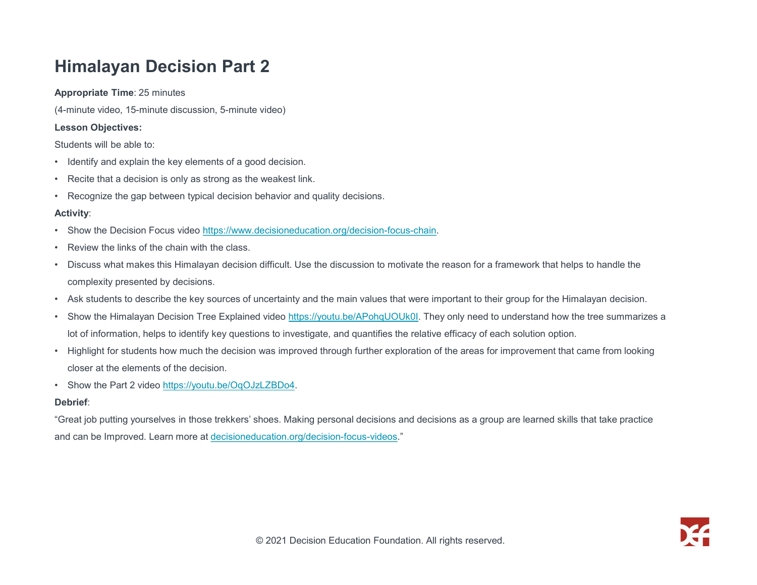# Himalayan Decision Part 2

**Appropriate Time**: 25 minutes

(4-minute video, 15-minute discussion, 5-minute video)

**Lesson Objectives:**

Students will be able to:

- Identify and explain the key elements of a good decision.
- Recite that a decision is only as strong as the weakest link.
- Recognize the gap between typical decision behavior and quality decisions.

**Activity**:

- Show the Decision Focus video https://www.decisioneducation.org/decision-focus-chain.
- Review the links of the chain with the class.
- Discuss what makes this Himalayan decision difficult. Use the discussion to motivate the reason for a framework that helps to handle the complexity presented by decisions.
- Ask students to describe the key sources of uncertainty and the main values that were important to their group for the Himalayan decision.
- Show the Himalayan Decision Tree Explained video https://youtu.be/APohqUOUk0I. They only need to understand how the tree summarizes a lot of information, helps to identify key questions to investigate, and quantifies the relative efficacy of each solution option.
- Highlight for students how much the decision was improved through further exploration of the areas for improvement that came from looking closer at the elements of the decision.
- Show the Part 2 video https://youtu.be/OqOJzLZBDo4.

**Debrief**:

"Great job putting yourselves in those trekkers' shoes. Making personal decisions and decisions as a group are learned skills that take practice and can be Improved. Learn more at decisioneducation.org/decision-focus-videos."

© 2021 Decision Education Foundation. All rights reserved.